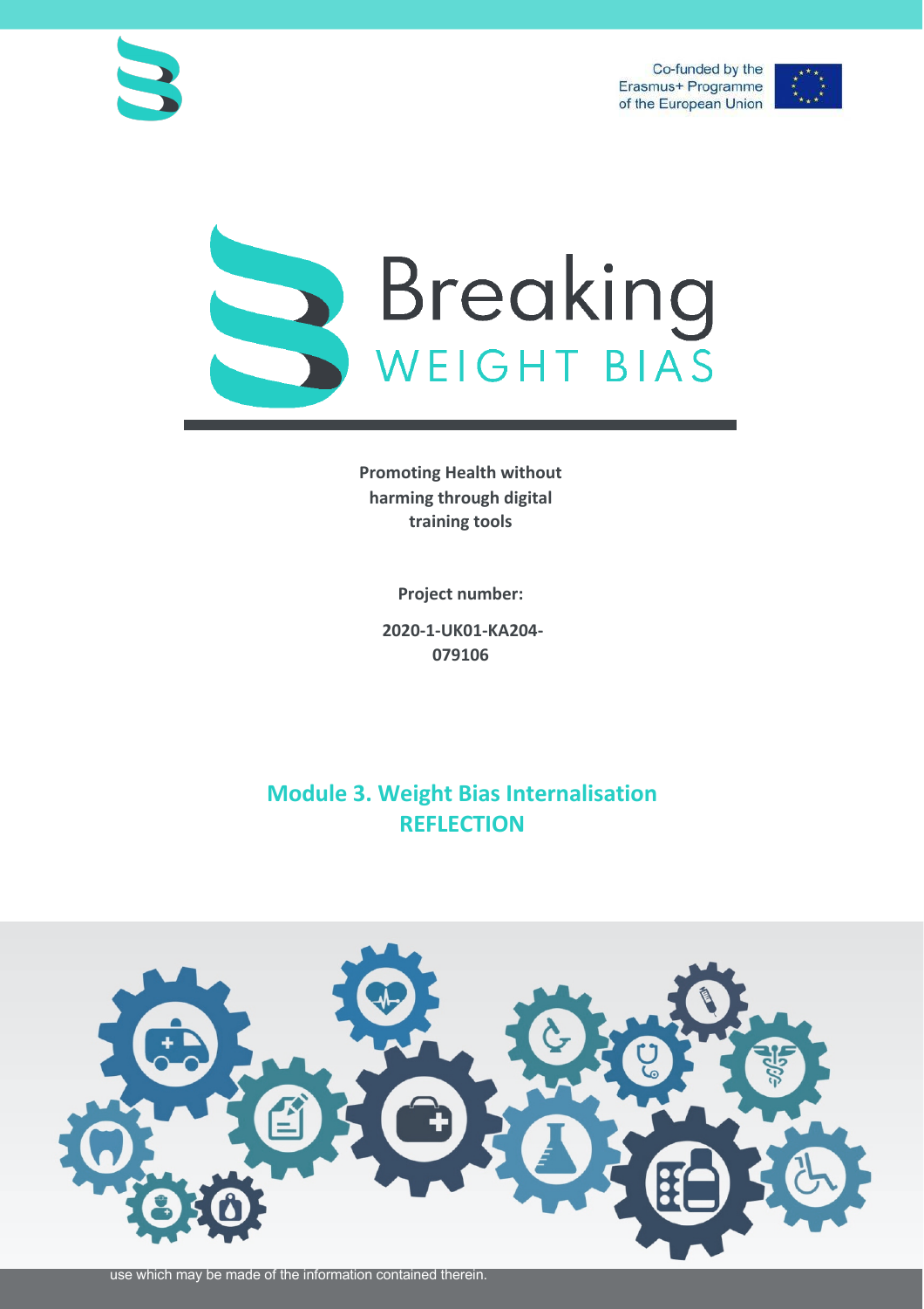Co-funded by the Erasmus+ Programme of the European Union

# Breaking WEIGHT BIAS

**Promoting Health without harming through digital training tools**

**Project number:**

**2020-1-UK01-KA204-079106**

## Module 3. Weight Bias Internalisation REFLECTION

use which may be made of the information contained therein.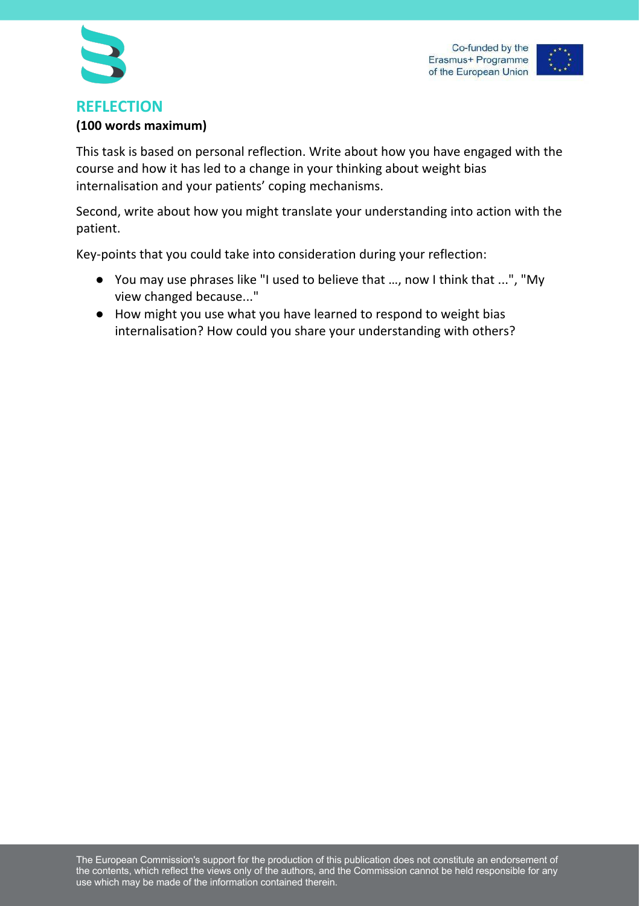## REFLECTION

**(100 words maximum)**

This task is based on personal reflection. Write about how you have engaged with the course and how it has led to a change in your thinking about weight bias internalisation and your patients' coping mechanisms.

Second, write about how you might translate your understanding into action with the patient.

Key-points that you could take into consideration during your reflection:

- You may use phrases like "I used to believe that …, now I think that ...", "My view changed because..."
- How might you use what you have learned to respond to weight bias internalisation? How could you share your understanding with others?

The European Commission's support for the production of this publication does not constitute an endorsement of the contents, which reflect the views only of the authors, and the Commission cannot be held responsible for any use which may be made of the information contained therein.